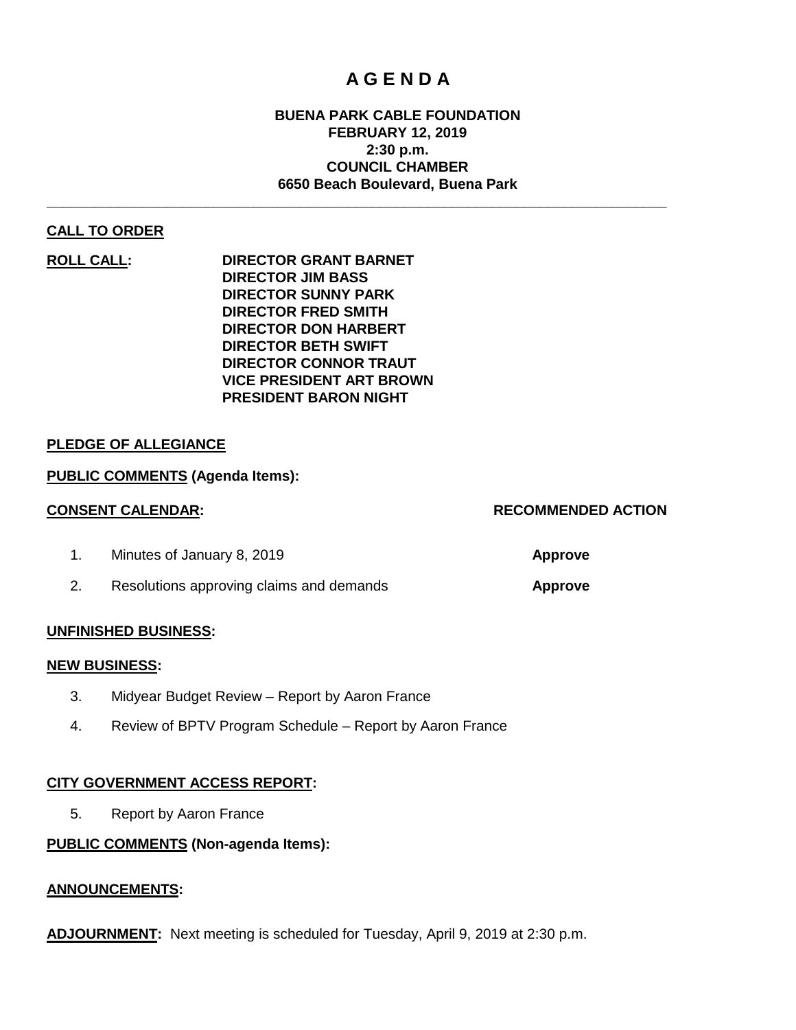# A G E N D A

**BUENA PARK CABLE FOUNDATION**
**FEBRUARY 12, 2019**
**2:30 p.m.**
**COUNCIL CHAMBER**
**6650 Beach Boulevard, Buena Park**

---

**CALL TO ORDER**

**ROLL CALL:**
**DIRECTOR GRANT BARNET**
**DIRECTOR JIM BASS**
**DIRECTOR SUNNY PARK**
**DIRECTOR FRED SMITH**
**DIRECTOR DON HARBERT**
**DIRECTOR BETH SWIFT**
**DIRECTOR CONNOR TRAUT**
**VICE PRESIDENT ART BROWN**
**PRESIDENT BARON NIGHT**

**PLEDGE OF ALLEGIANCE**

**PUBLIC COMMENTS (Agenda Items):**

| **CONSENT CALENDAR:** | **RECOMMENDED ACTION** |
|---|---|
| 1. Minutes of January 8, 2019 | **Approve** |
| 2. Resolutions approving claims and demands | **Approve** |

**UNFINISHED BUSINESS:**

**NEW BUSINESS:**

3. Midyear Budget Review – Report by Aaron France
4. Review of BPTV Program Schedule – Report by Aaron France

**CITY GOVERNMENT ACCESS REPORT:**

5. Report by Aaron France

**PUBLIC COMMENTS (Non-agenda Items):**

**ANNOUNCEMENTS:**

**ADJOURNMENT:** Next meeting is scheduled for Tuesday, April 9, 2019 at 2:30 p.m.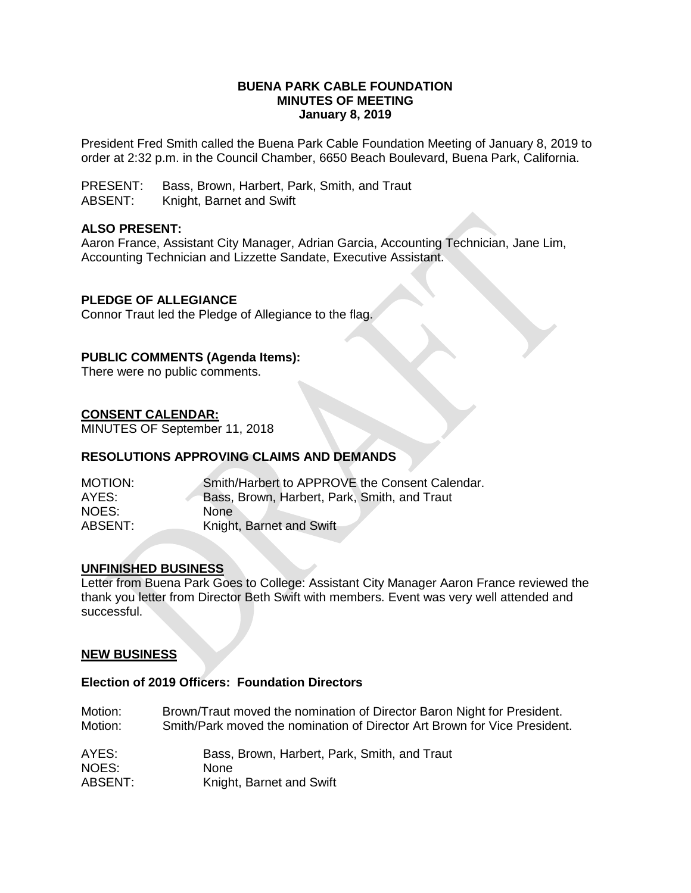# BUENA PARK CABLE FOUNDATION
## MINUTES OF MEETING
### January 8, 2019

President Fred Smith called the Buena Park Cable Foundation Meeting of January 8, 2019 to order at 2:32 p.m. in the Council Chamber, 6650 Beach Boulevard, Buena Park, California.

PRESENT: Bass, Brown, Harbert, Park, Smith, and Traut
ABSENT: Knight, Barnet and Swift

**ALSO PRESENT:**
Aaron France, Assistant City Manager, Adrian Garcia, Accounting Technician, Jane Lim, Accounting Technician and Lizzette Sandate, Executive Assistant.

**PLEDGE OF ALLEGIANCE**
Connor Traut led the Pledge of Allegiance to the flag.

**PUBLIC COMMENTS (Agenda Items):**
There were no public comments.

**CONSENT CALENDAR:**
MINUTES OF September 11, 2018

**RESOLUTIONS APPROVING CLAIMS AND DEMANDS**

MOTION: Smith/Harbert to APPROVE the Consent Calendar.
AYES: Bass, Brown, Harbert, Park, Smith, and Traut
NOES: None
ABSENT: Knight, Barnet and Swift

**UNFINISHED BUSINESS**
Letter from Buena Park Goes to College: Assistant City Manager Aaron France reviewed the thank you letter from Director Beth Swift with members. Event was very well attended and successful.

**NEW BUSINESS**

**Election of 2019 Officers: Foundation Directors**

Motion: Brown/Traut moved the nomination of Director Baron Night for President.
Motion: Smith/Park moved the nomination of Director Art Brown for Vice President.

AYES: Bass, Brown, Harbert, Park, Smith, and Traut
NOES: None
ABSENT: Knight, Barnet and Swift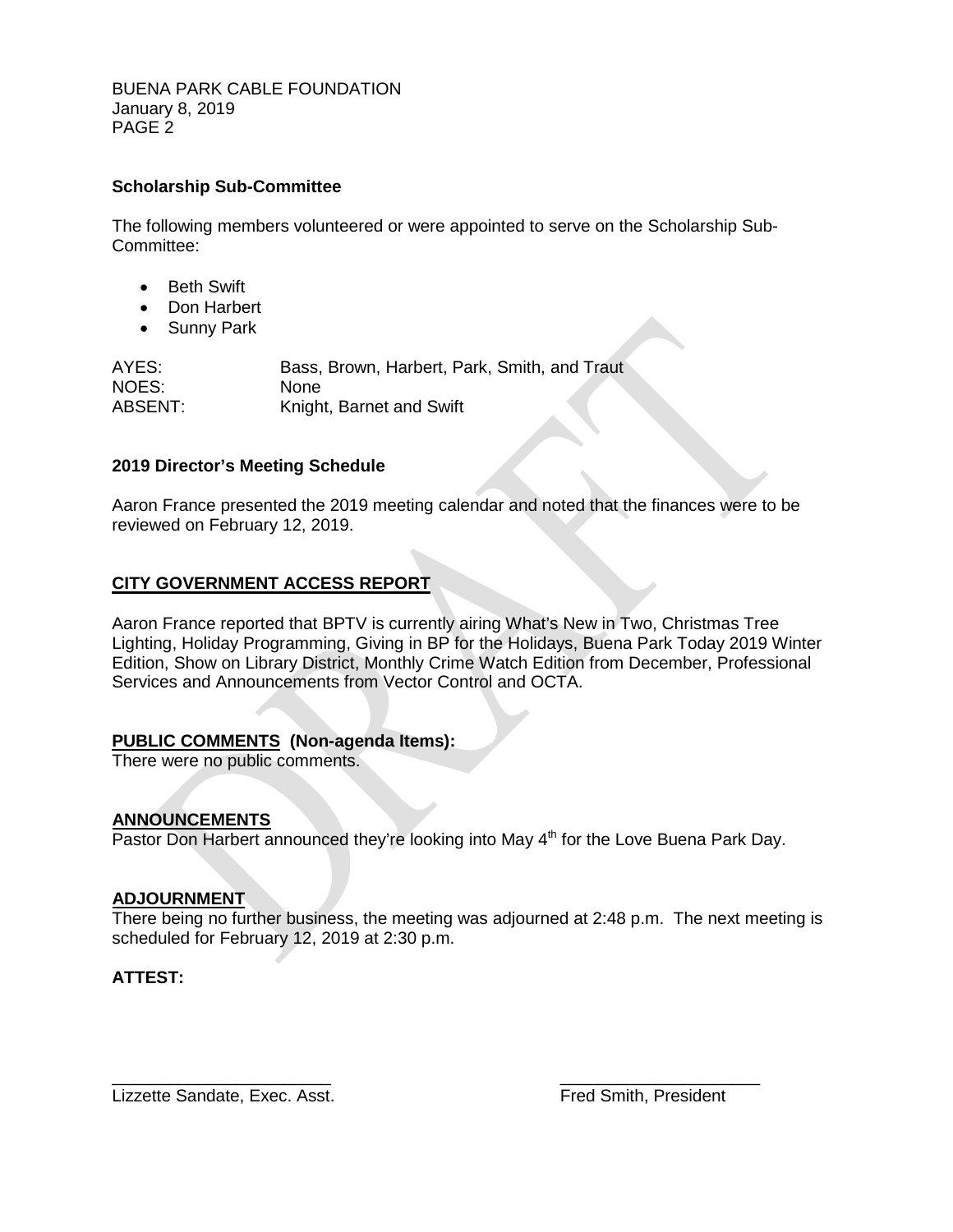**Scholarship Sub-Committee**

The following members volunteered or were appointed to serve on the Scholarship Sub-Committee:

- Beth Swift
- Don Harbert
- Sunny Park

AYES: Bass, Brown, Harbert, Park, Smith, and Traut
NOES: None
ABSENT: Knight, Barnet and Swift

**2019 Director's Meeting Schedule**

Aaron France presented the 2019 meeting calendar and noted that the finances were to be reviewed on February 12, 2019.

**CITY GOVERNMENT ACCESS REPORT**

Aaron France reported that BPTV is currently airing What's New in Two, Christmas Tree Lighting, Holiday Programming, Giving in BP for the Holidays, Buena Park Today 2019 Winter Edition, Show on Library District, Monthly Crime Watch Edition from December, Professional Services and Announcements from Vector Control and OCTA.

**PUBLIC COMMENTS (Non-agenda Items):**
There were no public comments.

**ANNOUNCEMENTS**
Pastor Don Harbert announced they're looking into May 4th for the Love Buena Park Day.

**ADJOURNMENT**
There being no further business, the meeting was adjourned at 2:48 p.m. The next meeting is scheduled for February 12, 2019 at 2:30 p.m.

**ATTEST:**

\_\_\_\_\_\_\_\_\_\_\_\_\_\_\_\_\_\_\_\_\_\_\_\_ \_\_\_\_\_\_\_\_\_\_\_\_\_\_\_\_\_\_\_\_\_\_
Lizzette Sandate, Exec. Asst. Fred Smith, President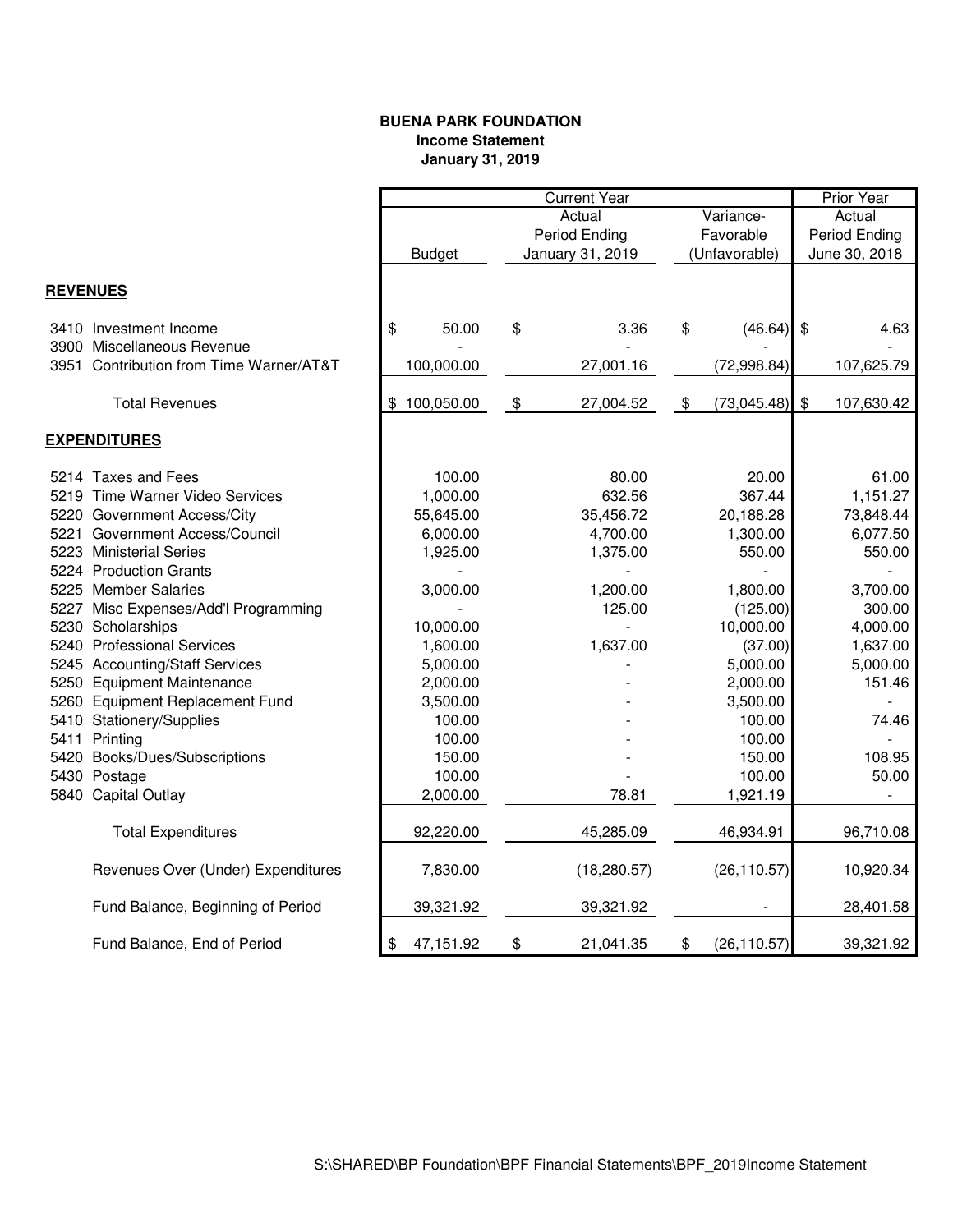**BUENA PARK FOUNDATION**
**Income Statement**
**January 31, 2019**

| | Current Year | | | Prior Year |
|---|---|---|---|---|
| | Budget | Actual Period Ending January 31, 2019 | Variance- Favorable (Unfavorable) | Actual Period Ending June 30, 2018 |
| **REVENUES** | | | | |
| 3410 Investment Income | $ 50.00 | $ 3.36 | $ (46.64) | $ 4.63 |
| 3900 Miscellaneous Revenue | - | - | - | - |
| 3951 Contribution from Time Warner/AT&T | 100,000.00 | 27,001.16 | (72,998.84) | 107,625.79 |
| Total Revenues | $ 100,050.00 | $ 27,004.52 | $ (73,045.48) | $ 107,630.42 |
| **EXPENDITURES** | | | | |
| 5214 Taxes and Fees | 100.00 | 80.00 | 20.00 | 61.00 |
| 5219 Time Warner Video Services | 1,000.00 | 632.56 | 367.44 | 1,151.27 |
| 5220 Government Access/City | 55,645.00 | 35,456.72 | 20,188.28 | 73,848.44 |
| 5221 Government Access/Council | 6,000.00 | 4,700.00 | 1,300.00 | 6,077.50 |
| 5223 Ministerial Series | 1,925.00 | 1,375.00 | 550.00 | 550.00 |
| 5224 Production Grants | - | - | - | - |
| 5225 Member Salaries | 3,000.00 | 1,200.00 | 1,800.00 | 3,700.00 |
| 5227 Misc Expenses/Add'l Programming | - | 125.00 | (125.00) | 300.00 |
| 5230 Scholarships | 10,000.00 | - | 10,000.00 | 4,000.00 |
| 5240 Professional Services | 1,600.00 | 1,637.00 | (37.00) | 1,637.00 |
| 5245 Accounting/Staff Services | 5,000.00 | - | 5,000.00 | 5,000.00 |
| 5250 Equipment Maintenance | 2,000.00 | - | 2,000.00 | 151.46 |
| 5260 Equipment Replacement Fund | 3,500.00 | - | 3,500.00 | - |
| 5410 Stationery/Supplies | 100.00 | - | 100.00 | 74.46 |
| 5411 Printing | 100.00 | - | 100.00 | - |
| 5420 Books/Dues/Subscriptions | 150.00 | - | 150.00 | 108.95 |
| 5430 Postage | 100.00 | - | 100.00 | 50.00 |
| 5840 Capital Outlay | 2,000.00 | 78.81 | 1,921.19 | - |
| Total Expenditures | 92,220.00 | 45,285.09 | 46,934.91 | 96,710.08 |
| Revenues Over (Under) Expenditures | 7,830.00 | (18,280.57) | (26,110.57) | 10,920.34 |
| Fund Balance, Beginning of Period | 39,321.92 | 39,321.92 | - | 28,401.58 |
| Fund Balance, End of Period | $ 47,151.92 | $ 21,041.35 | $ (26,110.57) | 39,321.92 |

S:\SHARED\BP Foundation\BPF Financial Statements\BPF_2019Income Statement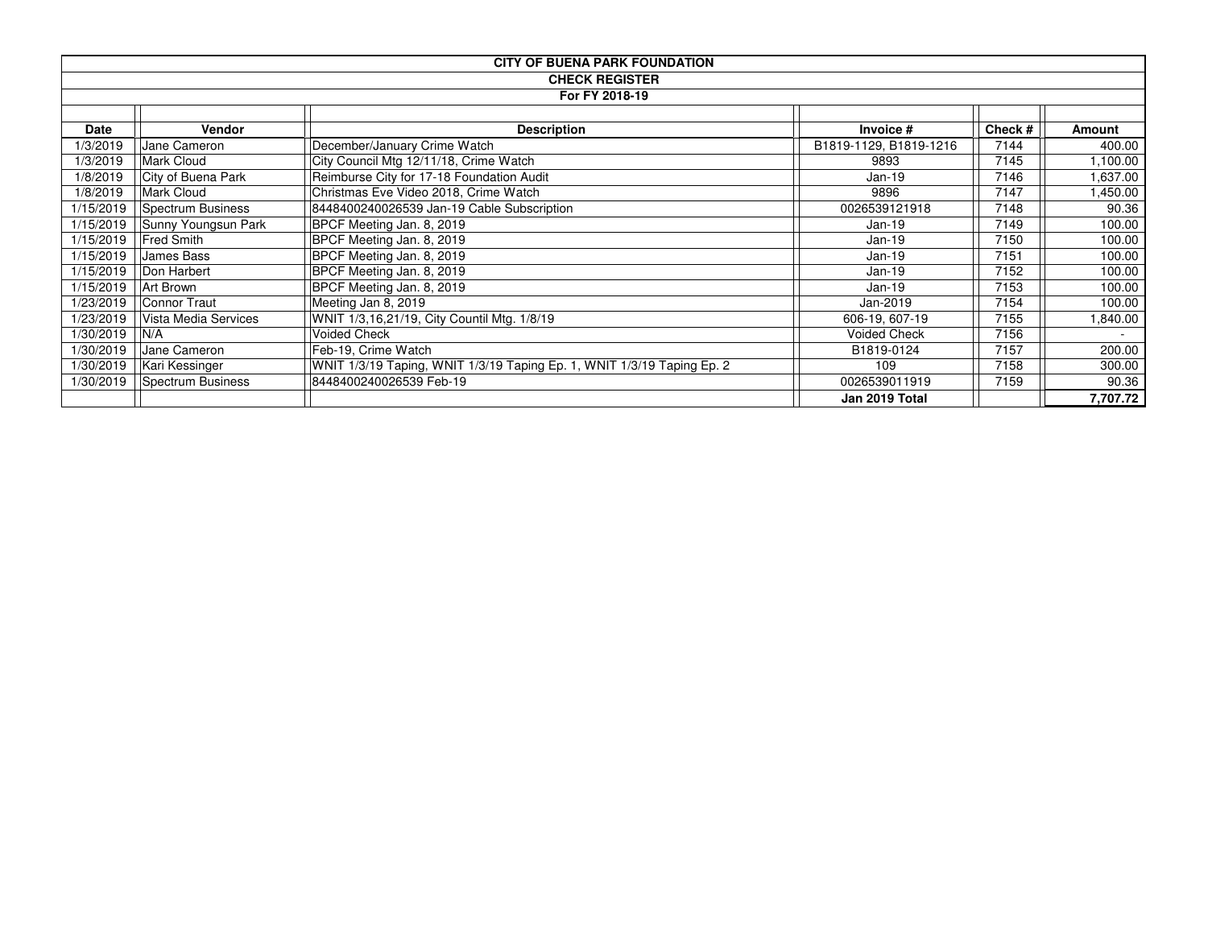**CITY OF BUENA PARK FOUNDATION**

**CHECK REGISTER**

**For FY 2018-19**

| Date | Vendor | Description | Invoice # | Check # | Amount |
|---|---|---|---|---|---|
| 1/3/2019 | Jane Cameron | December/January Crime Watch | B1819-1129, B1819-1216 | 7144 | 400.00 |
| 1/3/2019 | Mark Cloud | City Council Mtg 12/11/18, Crime Watch | 9893 | 7145 | 1,100.00 |
| 1/8/2019 | City of Buena Park | Reimburse City for 17-18 Foundation Audit | Jan-19 | 7146 | 1,637.00 |
| 1/8/2019 | Mark Cloud | Christmas Eve Video 2018, Crime Watch | 9896 | 7147 | 1,450.00 |
| 1/15/2019 | Spectrum Business | 8448400240026539 Jan-19 Cable Subscription | 0026539121918 | 7148 | 90.36 |
| 1/15/2019 | Sunny Youngsun Park | BPCF Meeting Jan. 8, 2019 | Jan-19 | 7149 | 100.00 |
| 1/15/2019 | Fred Smith | BPCF Meeting Jan. 8, 2019 | Jan-19 | 7150 | 100.00 |
| 1/15/2019 | James Bass | BPCF Meeting Jan. 8, 2019 | Jan-19 | 7151 | 100.00 |
| 1/15/2019 | Don Harbert | BPCF Meeting Jan. 8, 2019 | Jan-19 | 7152 | 100.00 |
| 1/15/2019 | Art Brown | BPCF Meeting Jan. 8, 2019 | Jan-19 | 7153 | 100.00 |
| 1/23/2019 | Connor Traut | Meeting Jan 8, 2019 | Jan-2019 | 7154 | 100.00 |
| 1/23/2019 | Vista Media Services | WNIT 1/3,16,21/19, City Countil Mtg. 1/8/19 | 606-19, 607-19 | 7155 | 1,840.00 |
| 1/30/2019 | N/A | Voided Check | Voided Check | 7156 | - |
| 1/30/2019 | Jane Cameron | Feb-19, Crime Watch | B1819-0124 | 7157 | 200.00 |
| 1/30/2019 | Kari Kessinger | WNIT 1/3/19 Taping, WNIT 1/3/19 Taping Ep. 1, WNIT 1/3/19 Taping Ep. 2 | 109 | 7158 | 300.00 |
| 1/30/2019 | Spectrum Business | 8448400240026539 Feb-19 | 0026539011919 | 7159 | 90.36 |
| | | | **Jan 2019 Total** | | **7,707.72** |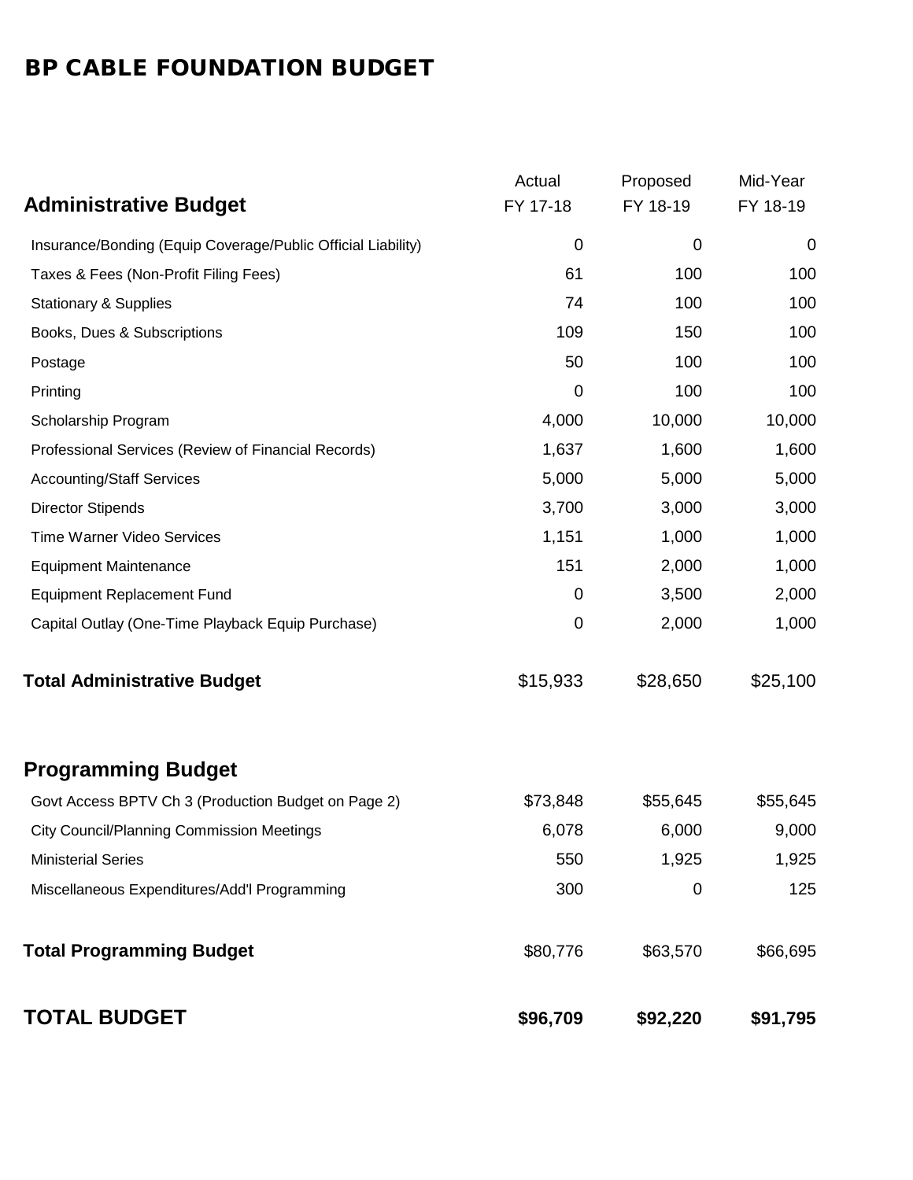# BP CABLE FOUNDATION BUDGET

| Administrative Budget | Actual FY 17-18 | Proposed FY 18-19 | Mid-Year FY 18-19 |
|---|---|---|---|
| Insurance/Bonding (Equip Coverage/Public Official Liability) | 0 | 0 | 0 |
| Taxes & Fees (Non-Profit Filing Fees) | 61 | 100 | 100 |
| Stationary & Supplies | 74 | 100 | 100 |
| Books, Dues & Subscriptions | 109 | 150 | 100 |
| Postage | 50 | 100 | 100 |
| Printing | 0 | 100 | 100 |
| Scholarship Program | 4,000 | 10,000 | 10,000 |
| Professional Services (Review of Financial Records) | 1,637 | 1,600 | 1,600 |
| Accounting/Staff Services | 5,000 | 5,000 | 5,000 |
| Director Stipends | 3,700 | 3,000 | 3,000 |
| Time Warner Video Services | 1,151 | 1,000 | 1,000 |
| Equipment Maintenance | 151 | 2,000 | 1,000 |
| Equipment Replacement Fund | 0 | 3,500 | 2,000 |
| Capital Outlay (One-Time Playback Equip Purchase) | 0 | 2,000 | 1,000 |
| **Total Administrative Budget** | $15,933 | $28,650 | $25,100 |
| **Programming Budget** | | | |
| Govt Access BPTV Ch 3 (Production Budget on Page 2) | $73,848 | $55,645 | $55,645 |
| City Council/Planning Commission Meetings | 6,078 | 6,000 | 9,000 |
| Ministerial Series | 550 | 1,925 | 1,925 |
| Miscellaneous Expenditures/Add'l Programming | 300 | 0 | 125 |
| **Total Programming Budget** | $80,776 | $63,570 | $66,695 |
| **TOTAL BUDGET** | **$96,709** | **$92,220** | **$91,795** |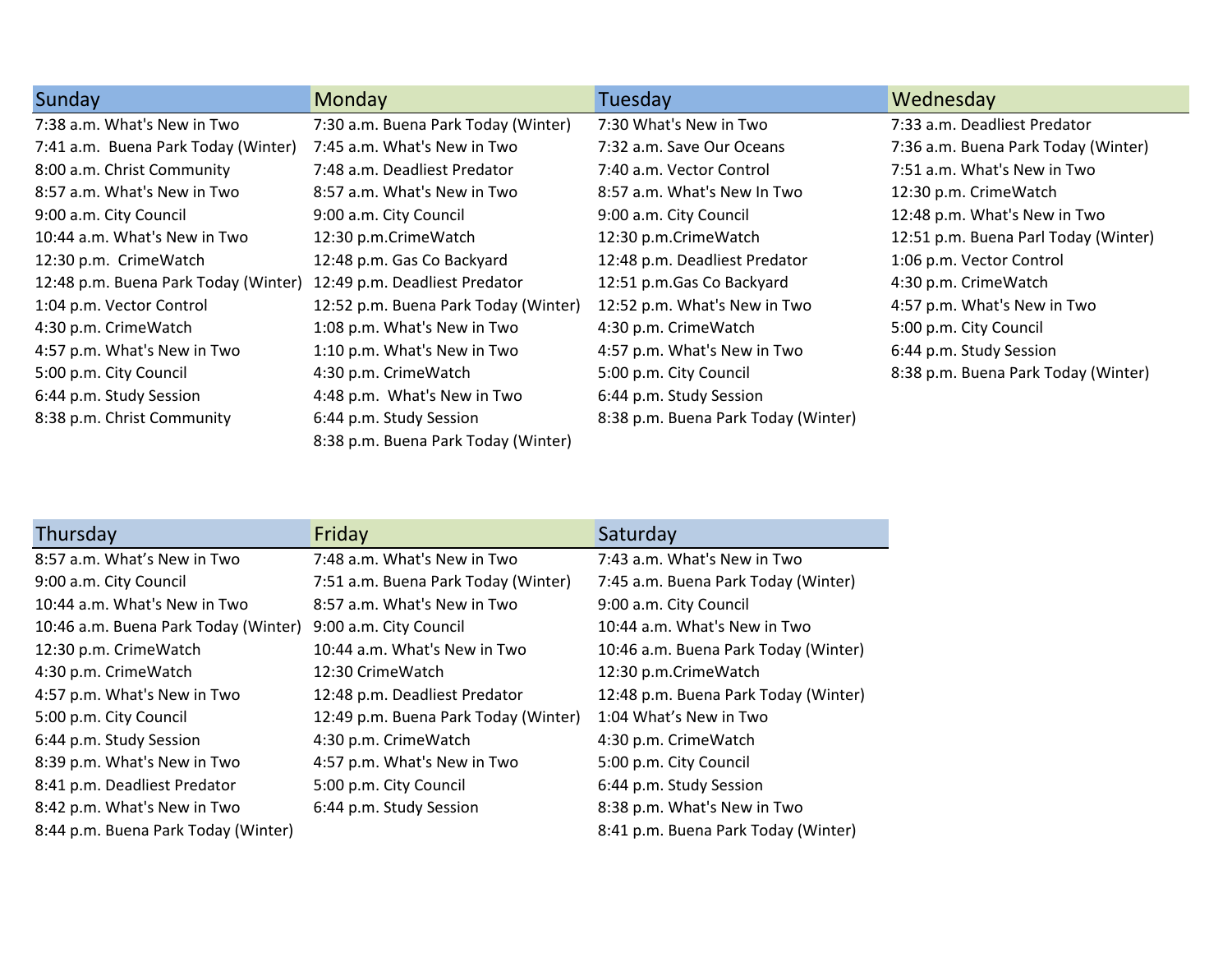| Sunday | Monday | Tuesday | Wednesday |
|---|---|---|---|
| 7:38 a.m. What's New in Two | 7:30 a.m. Buena Park Today (Winter) | 7:30 What's New in Two | 7:33 a.m. Deadliest Predator |
| 7:41 a.m.  Buena Park Today (Winter) | 7:45 a.m. What's New in Two | 7:32 a.m. Save Our Oceans | 7:36 a.m. Buena Park Today (Winter) |
| 8:00 a.m. Christ Community | 7:48 a.m. Deadliest Predator | 7:40 a.m. Vector Control | 7:51 a.m. What's New in Two |
| 8:57 a.m. What's New in Two | 8:57 a.m. What's New in Two | 8:57 a.m. What's New In Two | 12:30 p.m. CrimeWatch |
| 9:00 a.m. City Council | 9:00 a.m. City Council | 9:00 a.m. City Council | 12:48 p.m. What's New in Two |
| 10:44 a.m. What's New in Two | 12:30 p.m.CrimeWatch | 12:30 p.m.CrimeWatch | 12:51 p.m. Buena Parl Today (Winter) |
| 12:30 p.m.  CrimeWatch | 12:48 p.m. Gas Co Backyard | 12:48 p.m. Deadliest Predator | 1:06 p.m. Vector Control |
| 12:48 p.m. Buena Park Today (Winter) | 12:49 p.m. Deadliest Predator | 12:51 p.m.Gas Co Backyard | 4:30 p.m. CrimeWatch |
| 1:04 p.m. Vector Control | 12:52 p.m. Buena Park Today (Winter) | 12:52 p.m. What's New in Two | 4:57 p.m. What's New in Two |
| 4:30 p.m. CrimeWatch | 1:08 p.m. What's New in Two | 4:30 p.m. CrimeWatch | 5:00 p.m. City Council |
| 4:57 p.m. What's New in Two | 1:10 p.m. What's New in Two | 4:57 p.m. What's New in Two | 6:44 p.m. Study Session |
| 5:00 p.m. City Council | 4:30 p.m. CrimeWatch | 5:00 p.m. City Council | 8:38 p.m. Buena Park Today (Winter) |
| 6:44 p.m. Study Session | 4:48 p.m.  What's New in Two | 6:44 p.m. Study Session | |
| 8:38 p.m. Christ Community | 6:44 p.m. Study Session | 8:38 p.m. Buena Park Today (Winter) | |
| | 8:38 p.m. Buena Park Today (Winter) | | |

| Thursday | Friday | Saturday |
|---|---|---|
| 8:57 a.m. What’s New in Two | 7:48 a.m. What's New in Two | 7:43 a.m. What's New in Two |
| 9:00 a.m. City Council | 7:51 a.m. Buena Park Today (Winter) | 7:45 a.m. Buena Park Today (Winter) |
| 10:44 a.m. What's New in Two | 8:57 a.m. What's New in Two | 9:00 a.m. City Council |
| 10:46 a.m. Buena Park Today (Winter) | 9:00 a.m. City Council | 10:44 a.m. What's New in Two |
| 12:30 p.m. CrimeWatch | 10:44 a.m. What's New in Two | 10:46 a.m. Buena Park Today (Winter) |
| 4:30 p.m. CrimeWatch | 12:30 CrimeWatch | 12:30 p.m.CrimeWatch |
| 4:57 p.m. What's New in Two | 12:48 p.m. Deadliest Predator | 12:48 p.m. Buena Park Today (Winter) |
| 5:00 p.m. City Council | 12:49 p.m. Buena Park Today (Winter) | 1:04 What’s New in Two |
| 6:44 p.m. Study Session | 4:30 p.m. CrimeWatch | 4:30 p.m. CrimeWatch |
| 8:39 p.m. What's New in Two | 4:57 p.m. What's New in Two | 5:00 p.m. City Council |
| 8:41 p.m. Deadliest Predator | 5:00 p.m. City Council | 6:44 p.m. Study Session |
| 8:42 p.m. What's New in Two | 6:44 p.m. Study Session | 8:38 p.m. What's New in Two |
| 8:44 p.m. Buena Park Today (Winter) | | 8:41 p.m. Buena Park Today (Winter) |